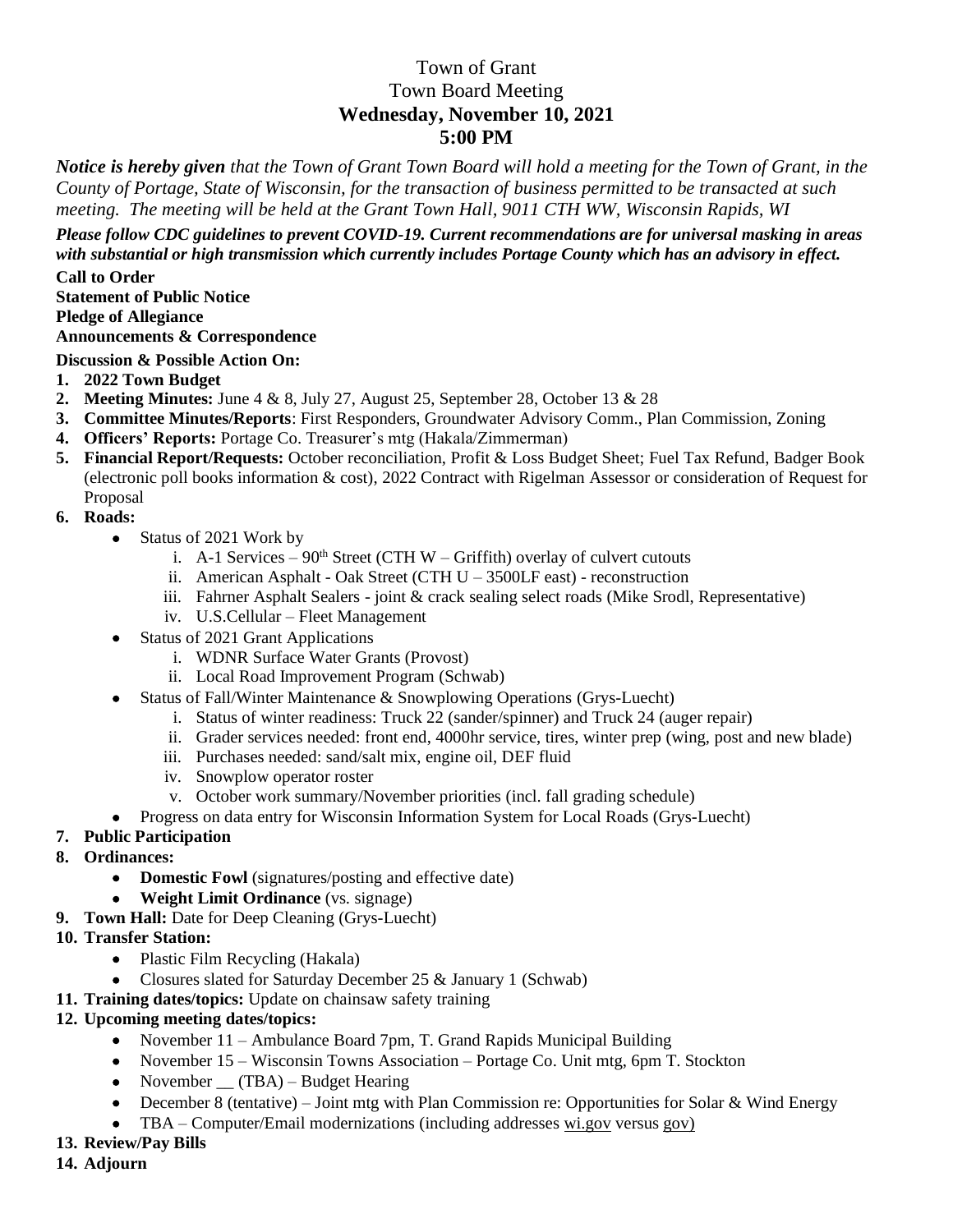# Town of Grant
## Town Board Meeting
### **Wednesday, November 10, 2021**
### **5:00 PM**

***Notice is hereby given*** *that the Town of Grant Town Board will hold a meeting for the Town of Grant, in the County of Portage, State of Wisconsin, for the transaction of business permitted to be transacted at such meeting. The meeting will be held at the Grant Town Hall, 9011 CTH WW, Wisconsin Rapids, WI*

***Please follow CDC guidelines to prevent COVID-19. Current recommendations are for universal masking in areas with substantial or high transmission which currently includes Portage County which has an advisory in effect.***

**Call to Order**
**Statement of Public Notice**
**Pledge of Allegiance**
**Announcements & Correspondence**

**Discussion & Possible Action On:**

1. **2022 Town Budget**
2. **Meeting Minutes:** June 4 & 8, July 27, August 25, September 28, October 13 & 28
3. **Committee Minutes/Reports**: First Responders, Groundwater Advisory Comm., Plan Commission, Zoning
4. **Officers' Reports:** Portage Co. Treasurer's mtg (Hakala/Zimmerman)
5. **Financial Report/Requests:** October reconciliation, Profit & Loss Budget Sheet; Fuel Tax Refund, Badger Book (electronic poll books information & cost), 2022 Contract with Rigelman Assessor or consideration of Request for Proposal
6. **Roads:**
   - Status of 2021 Work by
     i. A-1 Services – 90th Street (CTH W – Griffith) overlay of culvert cutouts
     ii. American Asphalt - Oak Street (CTH U – 3500LF east) - reconstruction
     iii. Fahrner Asphalt Sealers - joint & crack sealing select roads (Mike Srodl, Representative)
     iv. U.S.Cellular – Fleet Management
   - Status of 2021 Grant Applications
     i. WDNR Surface Water Grants (Provost)
     ii. Local Road Improvement Program (Schwab)
   - Status of Fall/Winter Maintenance & Snowplowing Operations (Grys-Luecht)
     i. Status of winter readiness: Truck 22 (sander/spinner) and Truck 24 (auger repair)
     ii. Grader services needed: front end, 4000hr service, tires, winter prep (wing, post and new blade)
     iii. Purchases needed: sand/salt mix, engine oil, DEF fluid
     iv. Snowplow operator roster
     v. October work summary/November priorities (incl. fall grading schedule)
   - Progress on data entry for Wisconsin Information System for Local Roads (Grys-Luecht)
7. **Public Participation**
8. **Ordinances:**
   - **Domestic Fowl** (signatures/posting and effective date)
   - **Weight Limit Ordinance** (vs. signage)
9. **Town Hall:** Date for Deep Cleaning (Grys-Luecht)
10. **Transfer Station:**
    - Plastic Film Recycling (Hakala)
    - Closures slated for Saturday December 25 & January 1 (Schwab)
11. **Training dates/topics:** Update on chainsaw safety training
12. **Upcoming meeting dates/topics:**
    - November 11 – Ambulance Board 7pm, T. Grand Rapids Municipal Building
    - November 15 – Wisconsin Towns Association – Portage Co. Unit mtg, 6pm T. Stockton
    - November __ (TBA) – Budget Hearing
    - December 8 (tentative) – Joint mtg with Plan Commission re: Opportunities for Solar & Wind Energy
    - TBA – Computer/Email modernizations (including addresses wi.gov versus gov)
13. **Review/Pay Bills**
14. **Adjourn**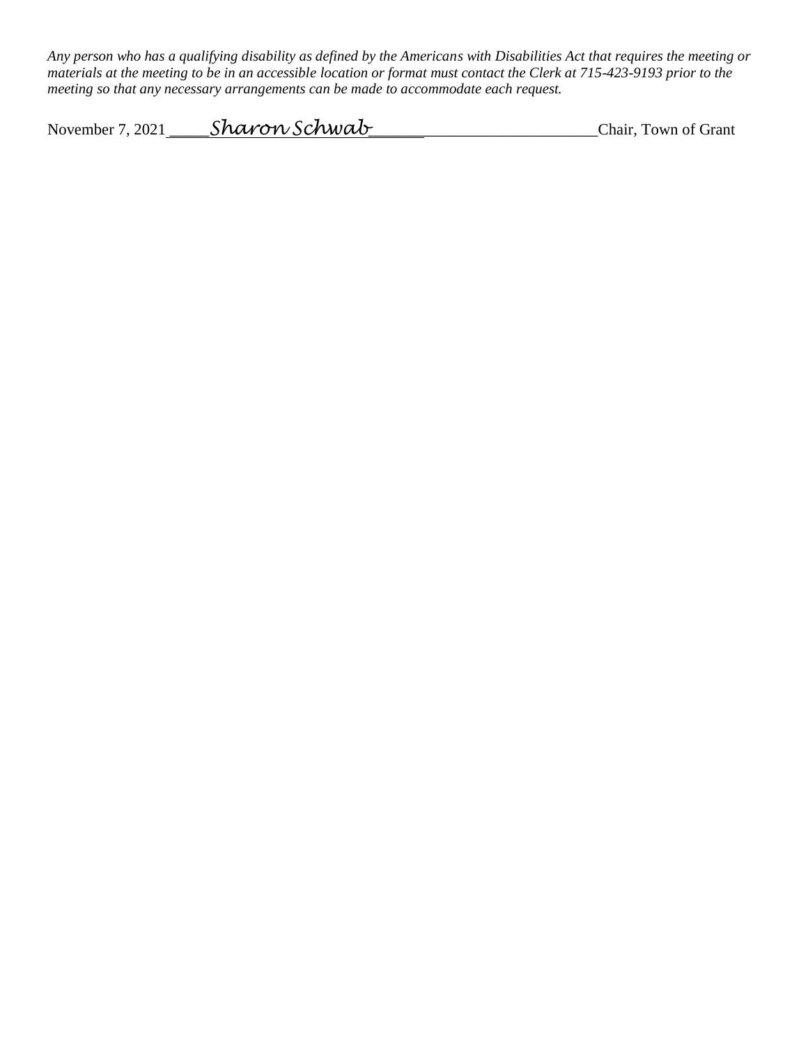*Any person who has a qualifying disability as defined by the Americans with Disabilities Act that requires the meeting or materials at the meeting to be in an accessible location or format must contact the Clerk at 715-423-9193 prior to the meeting so that any necessary arrangements can be made to accommodate each request.*

November 7, 2021 _____*Sharon Schwab*_____________________________Chair, Town of Grant